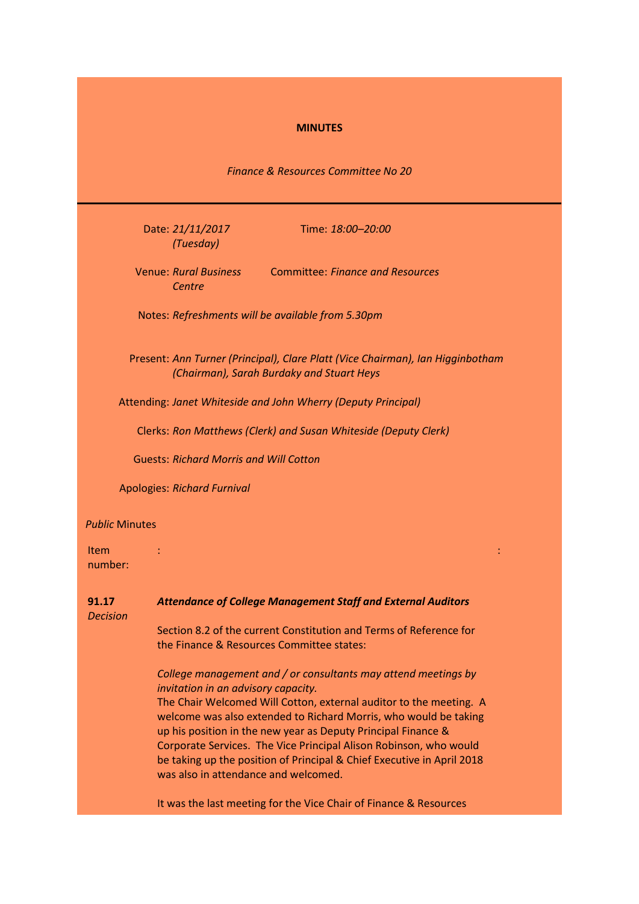**MINUTES**

*Finance & Resources Committee No 20*

Date: *21/11/2017 (Tuesday)*

Time: *18:00–20:00*

Venue: *Rural Business Centre*

Committee: *Finance and Resources*

Notes: *Refreshments will be available from 5.30pm*

Present: *Ann Turner (Principal), Clare Platt (Vice Chairman), Ian Higginbotham (Chairman), Sarah Burdaky and Stuart Heys*

Attending: *Janet Whiteside and John Wherry (Deputy Principal)*

Clerks: *Ron Matthews (Clerk) and Susan Whiteside (Deputy Clerk)*

Guests: *Richard Morris and Will Cotton*

Apologies: *Richard Furnival*

*Public* Minutes

Item number: : :

**91.17** *Decision*

***Attendance of College Management Staff and External Auditors***

Section 8.2 of the current Constitution and Terms of Reference for the Finance & Resources Committee states:

*College management and / or consultants may attend meetings by invitation in an advisory capacity.*

The Chair Welcomed Will Cotton, external auditor to the meeting. A welcome was also extended to Richard Morris, who would be taking up his position in the new year as Deputy Principal Finance & Corporate Services. The Vice Principal Alison Robinson, who would be taking up the position of Principal & Chief Executive in April 2018 was also in attendance and welcomed.

It was the last meeting for the Vice Chair of Finance & Resources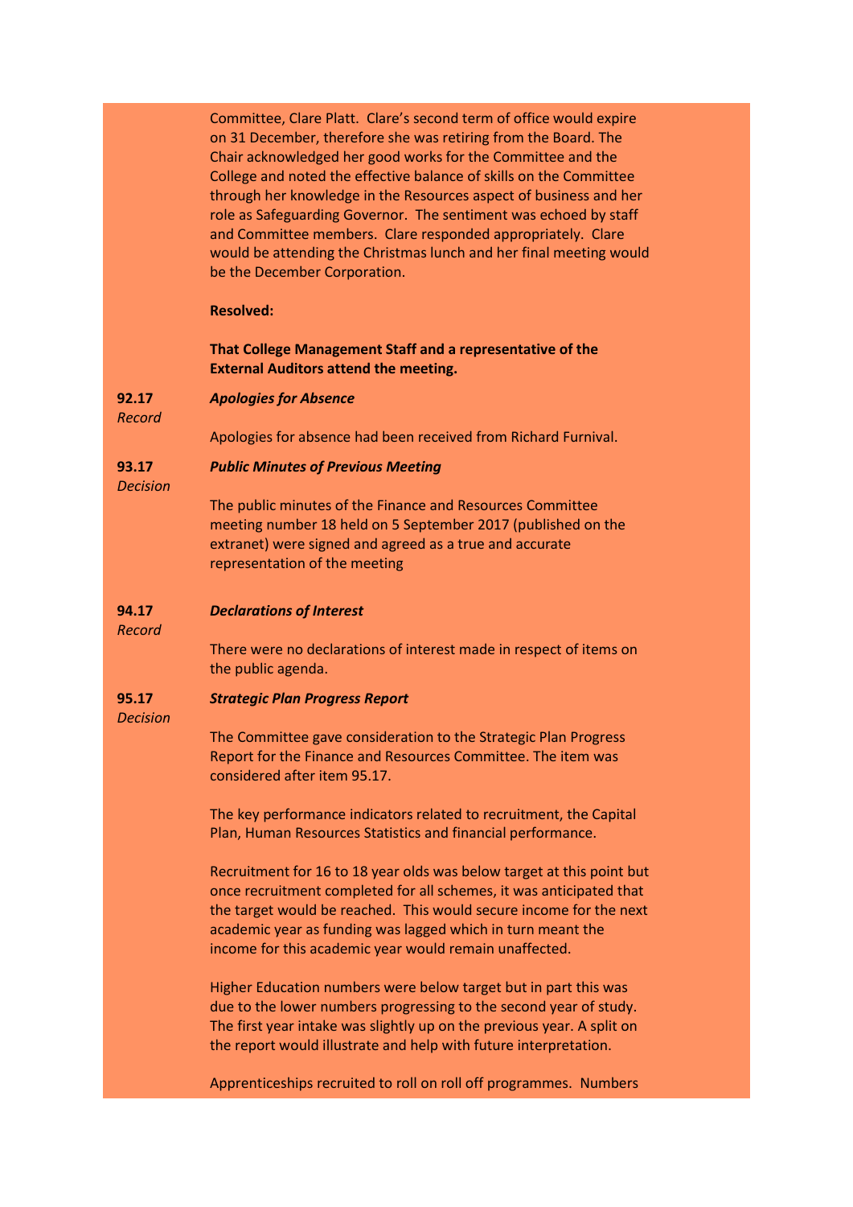Committee, Clare Platt. Clare's second term of office would expire on 31 December, therefore she was retiring from the Board. The Chair acknowledged her good works for the Committee and the College and noted the effective balance of skills on the Committee through her knowledge in the Resources aspect of business and her role as Safeguarding Governor. The sentiment was echoed by staff and Committee members. Clare responded appropriately. Clare would be attending the Christmas lunch and her final meeting would be the December Corporation.

**Resolved:**

**That College Management Staff and a representative of the External Auditors attend the meeting.**

**92.17** *Record* — ***Apologies for Absence***

Apologies for absence had been received from Richard Furnival.

**93.17** *Decision* — ***Public Minutes of Previous Meeting***

The public minutes of the Finance and Resources Committee meeting number 18 held on 5 September 2017 (published on the extranet) were signed and agreed as a true and accurate representation of the meeting

**94.17** *Record* — ***Declarations of Interest***

There were no declarations of interest made in respect of items on the public agenda.

**95.17** *Decision* — ***Strategic Plan Progress Report***

The Committee gave consideration to the Strategic Plan Progress Report for the Finance and Resources Committee. The item was considered after item 95.17.

The key performance indicators related to recruitment, the Capital Plan, Human Resources Statistics and financial performance.

Recruitment for 16 to 18 year olds was below target at this point but once recruitment completed for all schemes, it was anticipated that the target would be reached. This would secure income for the next academic year as funding was lagged which in turn meant the income for this academic year would remain unaffected.

Higher Education numbers were below target but in part this was due to the lower numbers progressing to the second year of study. The first year intake was slightly up on the previous year. A split on the report would illustrate and help with future interpretation.

Apprenticeships recruited to roll on roll off programmes. Numbers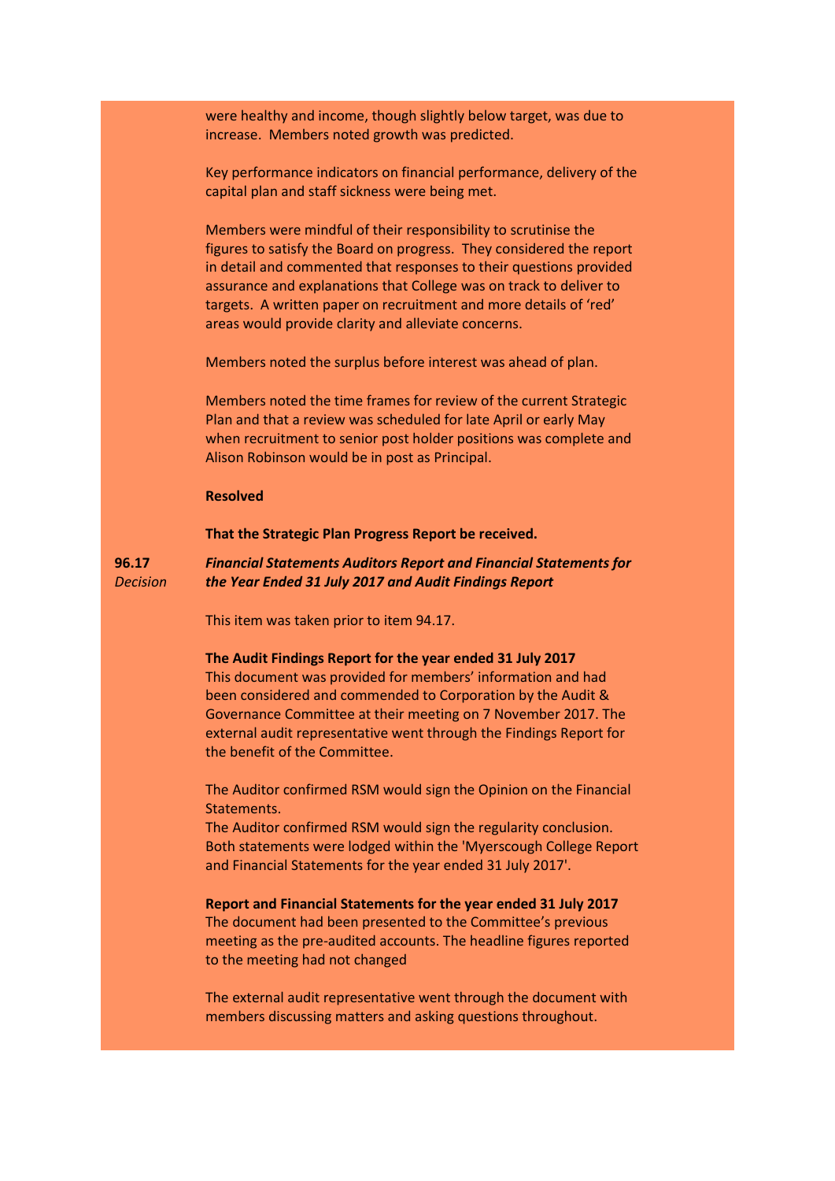were healthy and income, though slightly below target, was due to increase. Members noted growth was predicted.

Key performance indicators on financial performance, delivery of the capital plan and staff sickness were being met.

Members were mindful of their responsibility to scrutinise the figures to satisfy the Board on progress. They considered the report in detail and commented that responses to their questions provided assurance and explanations that College was on track to deliver to targets. A written paper on recruitment and more details of 'red' areas would provide clarity and alleviate concerns.

Members noted the surplus before interest was ahead of plan.

Members noted the time frames for review of the current Strategic Plan and that a review was scheduled for late April or early May when recruitment to senior post holder positions was complete and Alison Robinson would be in post as Principal.

**Resolved**

**That the Strategic Plan Progress Report be received.**

**96.17** *Decision*

***Financial Statements Auditors Report and Financial Statements for the Year Ended 31 July 2017 and Audit Findings Report***

This item was taken prior to item 94.17.

**The Audit Findings Report for the year ended 31 July 2017**
This document was provided for members' information and had been considered and commended to Corporation by the Audit & Governance Committee at their meeting on 7 November 2017. The external audit representative went through the Findings Report for the benefit of the Committee.

The Auditor confirmed RSM would sign the Opinion on the Financial Statements.
The Auditor confirmed RSM would sign the regularity conclusion. Both statements were lodged within the 'Myerscough College Report and Financial Statements for the year ended 31 July 2017'.

**Report and Financial Statements for the year ended 31 July 2017**
The document had been presented to the Committee's previous meeting as the pre-audited accounts. The headline figures reported to the meeting had not changed

The external audit representative went through the document with members discussing matters and asking questions throughout.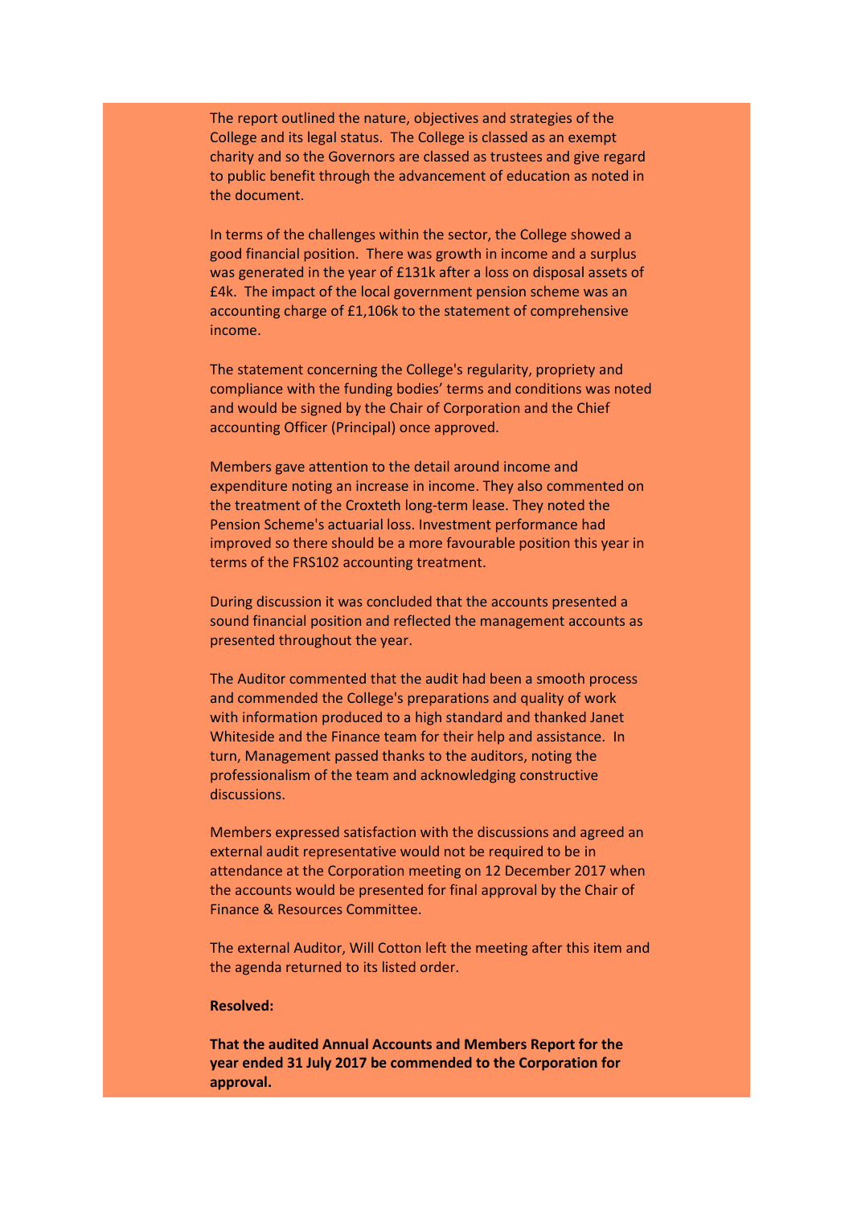The report outlined the nature, objectives and strategies of the College and its legal status. The College is classed as an exempt charity and so the Governors are classed as trustees and give regard to public benefit through the advancement of education as noted in the document.

In terms of the challenges within the sector, the College showed a good financial position. There was growth in income and a surplus was generated in the year of £131k after a loss on disposal assets of £4k. The impact of the local government pension scheme was an accounting charge of £1,106k to the statement of comprehensive income.

The statement concerning the College's regularity, propriety and compliance with the funding bodies' terms and conditions was noted and would be signed by the Chair of Corporation and the Chief accounting Officer (Principal) once approved.

Members gave attention to the detail around income and expenditure noting an increase in income. They also commented on the treatment of the Croxteth long-term lease. They noted the Pension Scheme's actuarial loss. Investment performance had improved so there should be a more favourable position this year in terms of the FRS102 accounting treatment.

During discussion it was concluded that the accounts presented a sound financial position and reflected the management accounts as presented throughout the year.

The Auditor commented that the audit had been a smooth process and commended the College's preparations and quality of work with information produced to a high standard and thanked Janet Whiteside and the Finance team for their help and assistance. In turn, Management passed thanks to the auditors, noting the professionalism of the team and acknowledging constructive discussions.

Members expressed satisfaction with the discussions and agreed an external audit representative would not be required to be in attendance at the Corporation meeting on 12 December 2017 when the accounts would be presented for final approval by the Chair of Finance & Resources Committee.

The external Auditor, Will Cotton left the meeting after this item and the agenda returned to its listed order.

**Resolved:**

**That the audited Annual Accounts and Members Report for the year ended 31 July 2017 be commended to the Corporation for approval.**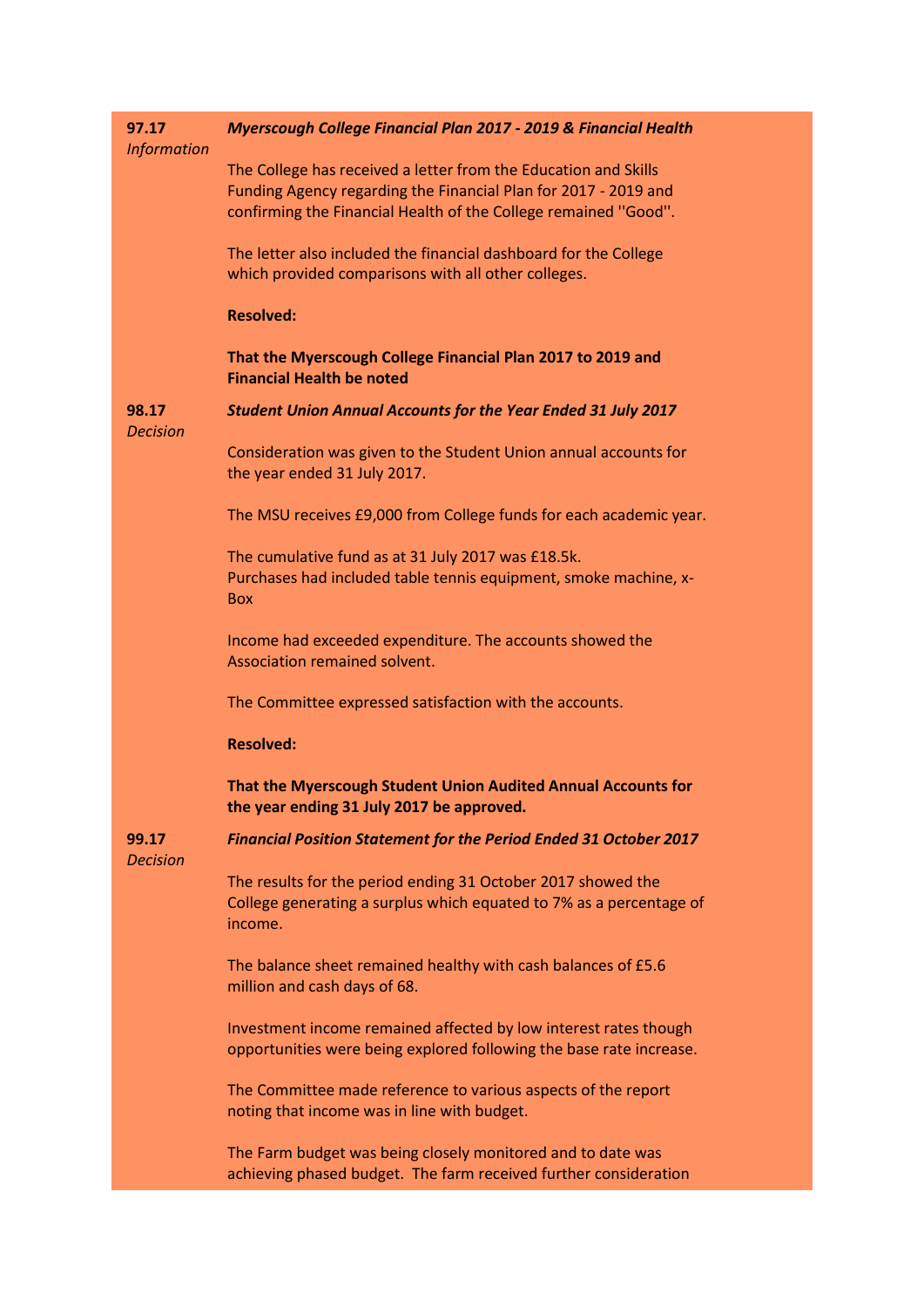**97.17**
*Information*

***Myerscough College Financial Plan 2017 - 2019 & Financial Health***

The College has received a letter from the Education and Skills Funding Agency regarding the Financial Plan for 2017 - 2019 and confirming the Financial Health of the College remained ''Good''.

The letter also included the financial dashboard for the College which provided comparisons with all other colleges.

**Resolved:**

**That the Myerscough College Financial Plan 2017 to 2019 and Financial Health be noted**

**98.17**
*Decision*

***Student Union Annual Accounts for the Year Ended 31 July 2017***

Consideration was given to the Student Union annual accounts for the year ended 31 July 2017.

The MSU receives £9,000 from College funds for each academic year.

The cumulative fund as at 31 July 2017 was £18.5k.
Purchases had included table tennis equipment, smoke machine, x-Box

Income had exceeded expenditure. The accounts showed the Association remained solvent.

The Committee expressed satisfaction with the accounts.

**Resolved:**

**That the Myerscough Student Union Audited Annual Accounts for the year ending 31 July 2017 be approved.**

**99.17**
*Decision*

***Financial Position Statement for the Period Ended 31 October 2017***

The results for the period ending 31 October 2017 showed the College generating a surplus which equated to 7% as a percentage of income.

The balance sheet remained healthy with cash balances of £5.6 million and cash days of 68.

Investment income remained affected by low interest rates though opportunities were being explored following the base rate increase.

The Committee made reference to various aspects of the report noting that income was in line with budget.

The Farm budget was being closely monitored and to date was achieving phased budget. The farm received further consideration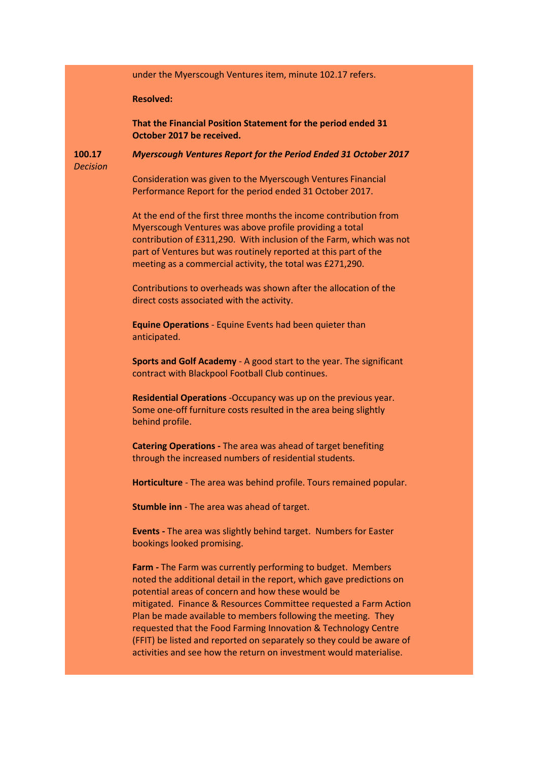under the Myerscough Ventures item, minute 102.17 refers.

**Resolved:**

**That the Financial Position Statement for the period ended 31 October 2017 be received.**

**100.17** *Decision*

***Myerscough Ventures Report for the Period Ended 31 October 2017***

Consideration was given to the Myerscough Ventures Financial Performance Report for the period ended 31 October 2017.

At the end of the first three months the income contribution from Myerscough Ventures was above profile providing a total contribution of £311,290. With inclusion of the Farm, which was not part of Ventures but was routinely reported at this part of the meeting as a commercial activity, the total was £271,290.

Contributions to overheads was shown after the allocation of the direct costs associated with the activity.

**Equine Operations** - Equine Events had been quieter than anticipated.

**Sports and Golf Academy** - A good start to the year. The significant contract with Blackpool Football Club continues.

**Residential Operations** -Occupancy was up on the previous year. Some one-off furniture costs resulted in the area being slightly behind profile.

**Catering Operations -** The area was ahead of target benefiting through the increased numbers of residential students.

**Horticulture** - The area was behind profile. Tours remained popular.

**Stumble inn** - The area was ahead of target.

**Events -** The area was slightly behind target. Numbers for Easter bookings looked promising.

**Farm -** The Farm was currently performing to budget. Members noted the additional detail in the report, which gave predictions on potential areas of concern and how these would be mitigated. Finance & Resources Committee requested a Farm Action Plan be made available to members following the meeting. They requested that the Food Farming Innovation & Technology Centre (FFIT) be listed and reported on separately so they could be aware of activities and see how the return on investment would materialise.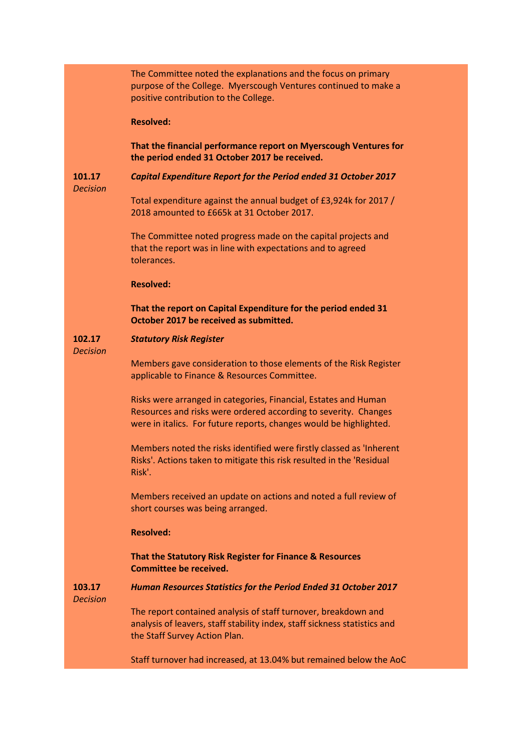The Committee noted the explanations and the focus on primary purpose of the College. Myerscough Ventures continued to make a positive contribution to the College.

**Resolved:**

**That the financial performance report on Myerscough Ventures for the period ended 31 October 2017 be received.**

**101.17** *Decision*

***Capital Expenditure Report for the Period ended 31 October 2017***

Total expenditure against the annual budget of £3,924k for 2017 / 2018 amounted to £665k at 31 October 2017.

The Committee noted progress made on the capital projects and that the report was in line with expectations and to agreed tolerances.

**Resolved:**

**That the report on Capital Expenditure for the period ended 31 October 2017 be received as submitted.**

**102.17** *Decision*

***Statutory Risk Register***

Members gave consideration to those elements of the Risk Register applicable to Finance & Resources Committee.

Risks were arranged in categories, Financial, Estates and Human Resources and risks were ordered according to severity. Changes were in italics. For future reports, changes would be highlighted.

Members noted the risks identified were firstly classed as 'Inherent Risks'. Actions taken to mitigate this risk resulted in the 'Residual Risk'.

Members received an update on actions and noted a full review of short courses was being arranged.

**Resolved:**

**That the Statutory Risk Register for Finance & Resources Committee be received.**

**103.17** *Decision*

***Human Resources Statistics for the Period Ended 31 October 2017***

The report contained analysis of staff turnover, breakdown and analysis of leavers, staff stability index, staff sickness statistics and the Staff Survey Action Plan.

Staff turnover had increased, at 13.04% but remained below the AoC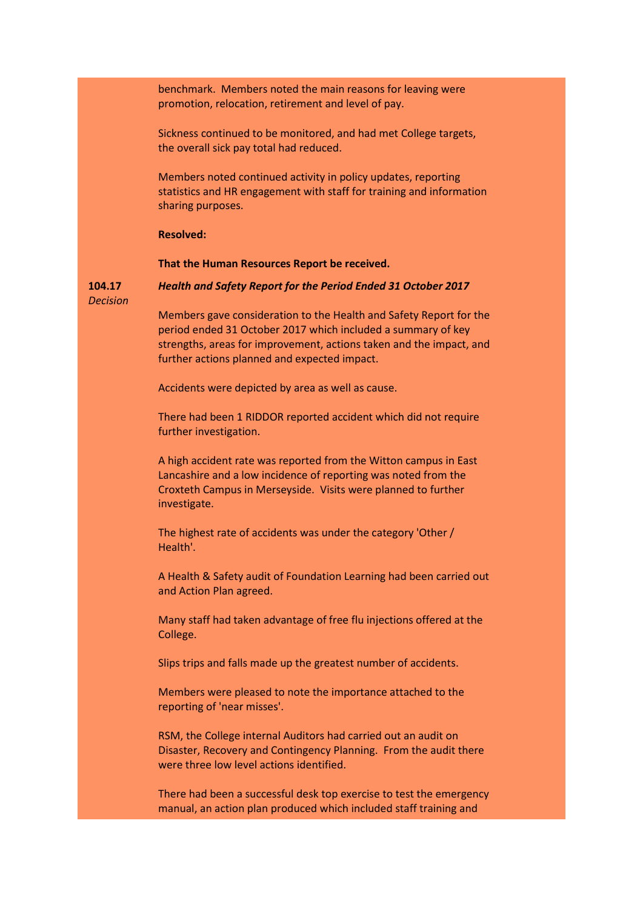benchmark. Members noted the main reasons for leaving were promotion, relocation, retirement and level of pay.

Sickness continued to be monitored, and had met College targets, the overall sick pay total had reduced.

Members noted continued activity in policy updates, reporting statistics and HR engagement with staff for training and information sharing purposes.

**Resolved:**

**That the Human Resources Report be received.**

**104.17** *Decision*

***Health and Safety Report for the Period Ended 31 October 2017***

Members gave consideration to the Health and Safety Report for the period ended 31 October 2017 which included a summary of key strengths, areas for improvement, actions taken and the impact, and further actions planned and expected impact.

Accidents were depicted by area as well as cause.

There had been 1 RIDDOR reported accident which did not require further investigation.

A high accident rate was reported from the Witton campus in East Lancashire and a low incidence of reporting was noted from the Croxteth Campus in Merseyside. Visits were planned to further investigate.

The highest rate of accidents was under the category 'Other / Health'.

A Health & Safety audit of Foundation Learning had been carried out and Action Plan agreed.

Many staff had taken advantage of free flu injections offered at the College.

Slips trips and falls made up the greatest number of accidents.

Members were pleased to note the importance attached to the reporting of 'near misses'.

RSM, the College internal Auditors had carried out an audit on Disaster, Recovery and Contingency Planning. From the audit there were three low level actions identified.

There had been a successful desk top exercise to test the emergency manual, an action plan produced which included staff training and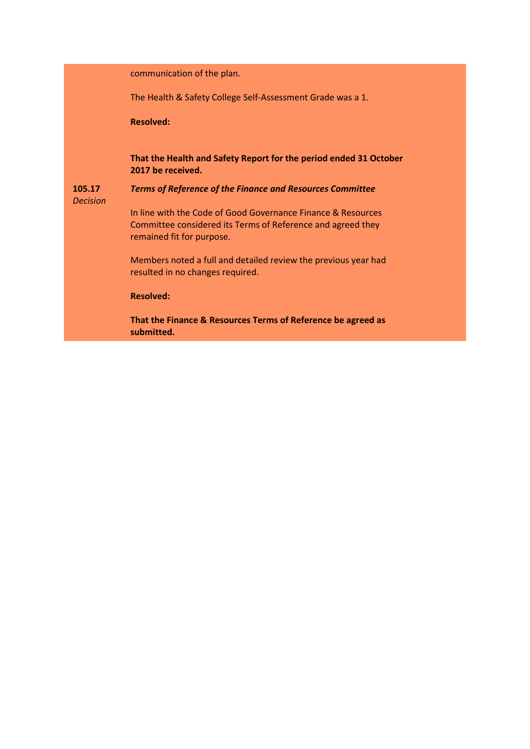communication of the plan.

The Health & Safety College Self-Assessment Grade was a 1.

**Resolved:**

**That the Health and Safety Report for the period ended 31 October 2017 be received.**

**105.17** *Decision*

***Terms of Reference of the Finance and Resources Committee***

In line with the Code of Good Governance Finance & Resources Committee considered its Terms of Reference and agreed they remained fit for purpose.

Members noted a full and detailed review the previous year had resulted in no changes required.

**Resolved:**

**That the Finance & Resources Terms of Reference be agreed as submitted.**